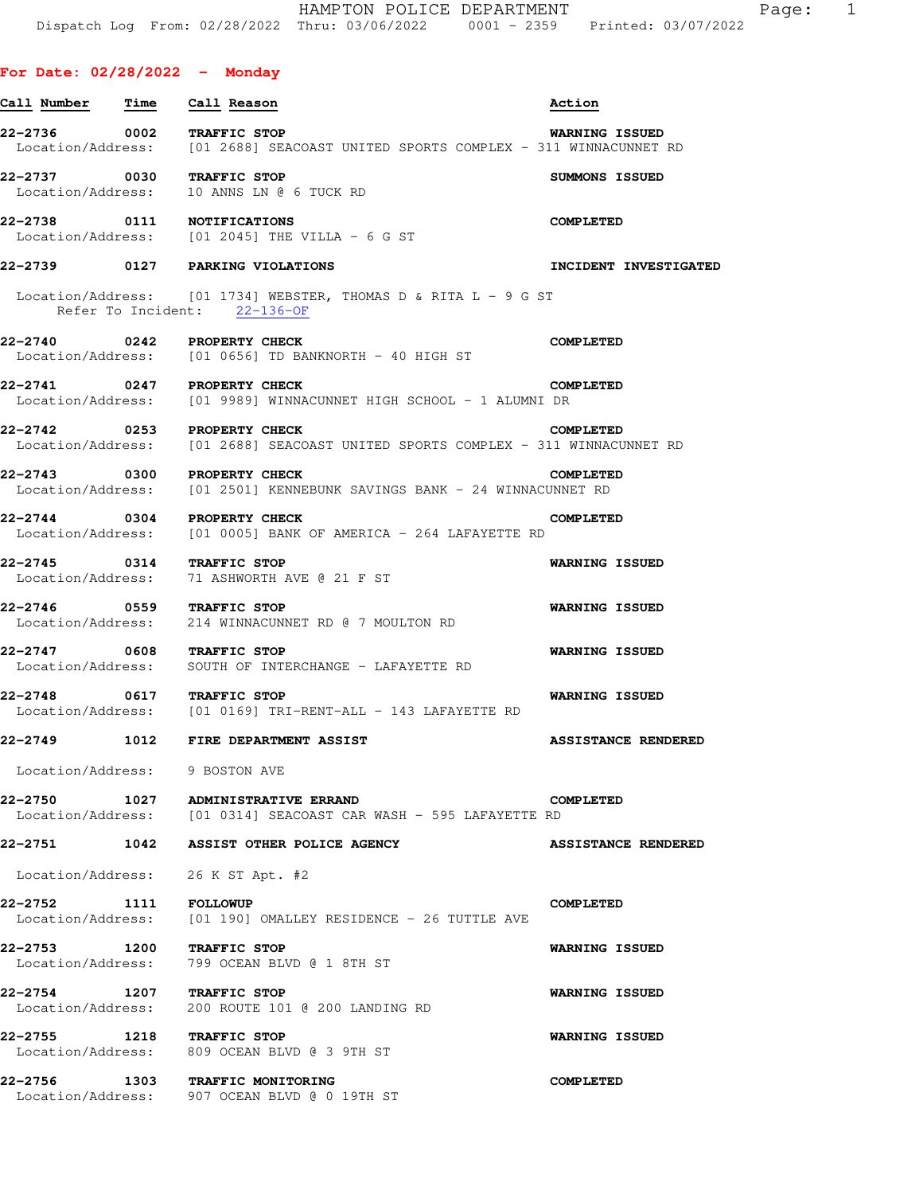# HAMPTON POLICE DEPARTMENT

Dispatch Log From: 02/28/2022 Thru: 03/06/2022 0001 - 2359 Printed: 03/07/2022

## For Date: 02/28/2022 - Monday

| Call Number | Time | Call Reason | Action |
|---|---|---|---|
| 22-2736 | 0002 | TRAFFIC STOP | WARNING ISSUED |
| Location/Address: | | [01 2688] SEACOAST UNITED SPORTS COMPLEX - 311 WINNACUNNET RD | |
| 22-2737 | 0030 | TRAFFIC STOP | SUMMONS ISSUED |
| Location/Address: | | 10 ANNS LN @ 6 TUCK RD | |
| 22-2738 | 0111 | NOTIFICATIONS | COMPLETED |
| Location/Address: | | [01 2045] THE VILLA - 6 G ST | |
| 22-2739 | 0127 | PARKING VIOLATIONS | INCIDENT INVESTIGATED |
| Location/Address: | | [01 1734] WEBSTER, THOMAS D & RITA L - 9 G ST | |
| Refer To Incident: | | 22-136-OF | |
| 22-2740 | 0242 | PROPERTY CHECK | COMPLETED |
| Location/Address: | | [01 0656] TD BANKNORTH - 40 HIGH ST | |
| 22-2741 | 0247 | PROPERTY CHECK | COMPLETED |
| Location/Address: | | [01 9989] WINNACUNNET HIGH SCHOOL - 1 ALUMNI DR | |
| 22-2742 | 0253 | PROPERTY CHECK | COMPLETED |
| Location/Address: | | [01 2688] SEACOAST UNITED SPORTS COMPLEX - 311 WINNACUNNET RD | |
| 22-2743 | 0300 | PROPERTY CHECK | COMPLETED |
| Location/Address: | | [01 2501] KENNEBUNK SAVINGS BANK - 24 WINNACUNNET RD | |
| 22-2744 | 0304 | PROPERTY CHECK | COMPLETED |
| Location/Address: | | [01 0005] BANK OF AMERICA - 264 LAFAYETTE RD | |
| 22-2745 | 0314 | TRAFFIC STOP | WARNING ISSUED |
| Location/Address: | | 71 ASHWORTH AVE @ 21 F ST | |
| 22-2746 | 0559 | TRAFFIC STOP | WARNING ISSUED |
| Location/Address: | | 214 WINNACUNNET RD @ 7 MOULTON RD | |
| 22-2747 | 0608 | TRAFFIC STOP | WARNING ISSUED |
| Location/Address: | | SOUTH OF INTERCHANGE - LAFAYETTE RD | |
| 22-2748 | 0617 | TRAFFIC STOP | WARNING ISSUED |
| Location/Address: | | [01 0169] TRI-RENT-ALL - 143 LAFAYETTE RD | |
| 22-2749 | 1012 | FIRE DEPARTMENT ASSIST | ASSISTANCE RENDERED |
| Location/Address: | | 9 BOSTON AVE | |
| 22-2750 | 1027 | ADMINISTRATIVE ERRAND | COMPLETED |
| Location/Address: | | [01 0314] SEACOAST CAR WASH - 595 LAFAYETTE RD | |
| 22-2751 | 1042 | ASSIST OTHER POLICE AGENCY | ASSISTANCE RENDERED |
| Location/Address: | | 26 K ST Apt. #2 | |
| 22-2752 | 1111 | FOLLOWUP | COMPLETED |
| Location/Address: | | [01 190] OMALLEY RESIDENCE - 26 TUTTLE AVE | |
| 22-2753 | 1200 | TRAFFIC STOP | WARNING ISSUED |
| Location/Address: | | 799 OCEAN BLVD @ 1 8TH ST | |
| 22-2754 | 1207 | TRAFFIC STOP | WARNING ISSUED |
| Location/Address: | | 200 ROUTE 101 @ 200 LANDING RD | |
| 22-2755 | 1218 | TRAFFIC STOP | WARNING ISSUED |
| Location/Address: | | 809 OCEAN BLVD @ 3 9TH ST | |
| 22-2756 | 1303 | TRAFFIC MONITORING | COMPLETED |
| Location/Address: | | 907 OCEAN BLVD @ 0 19TH ST | |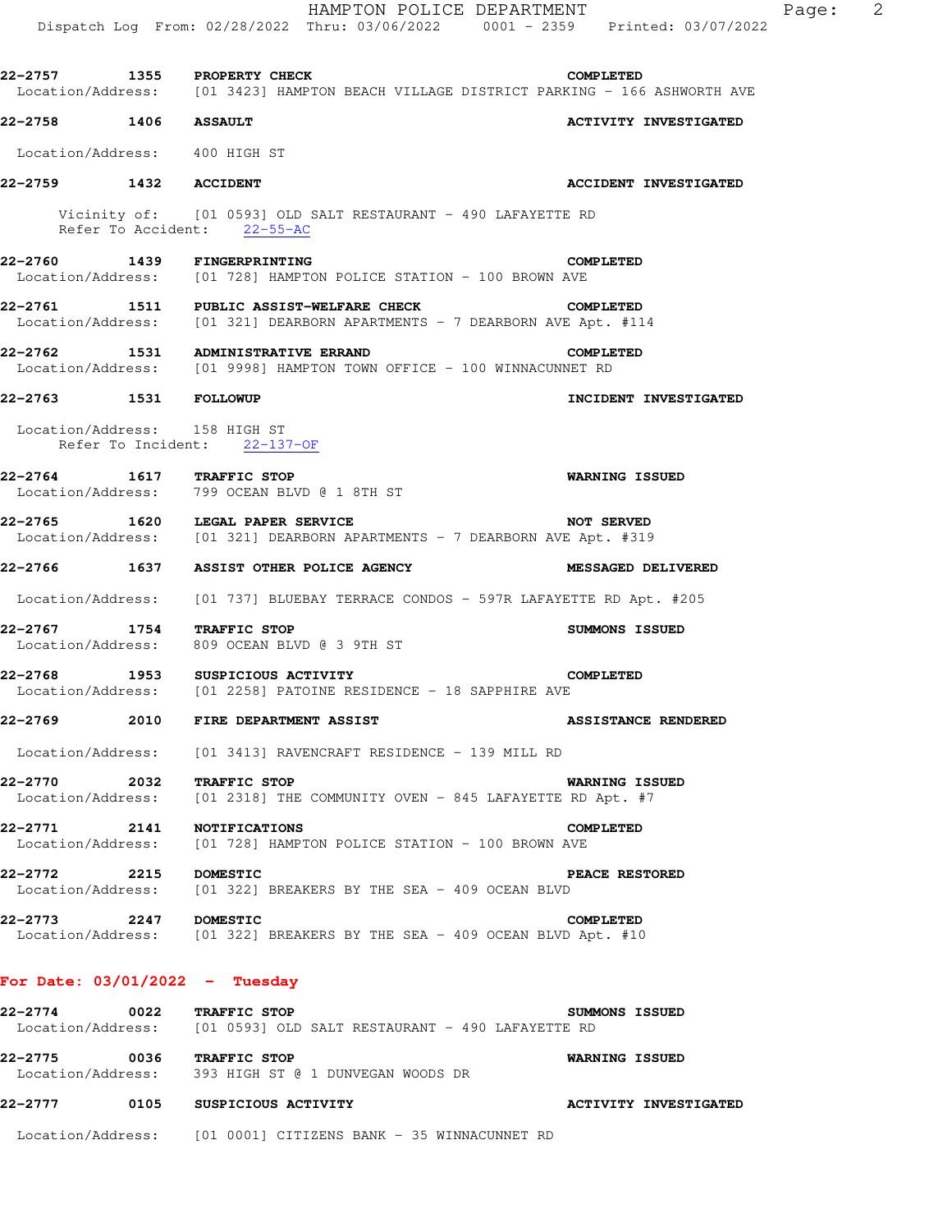**22-2757** 1355 **PROPERTY CHECK** **COMPLETED**
Location/Address: [01 3423] HAMPTON BEACH VILLAGE DISTRICT PARKING - 166 ASHWORTH AVE

**22-2758** 1406 **ASSAULT** **ACTIVITY INVESTIGATED**
Location/Address: 400 HIGH ST

**22-2759** 1432 **ACCIDENT** **ACCIDENT INVESTIGATED**
Vicinity of: [01 0593] OLD SALT RESTAURANT - 490 LAFAYETTE RD
Refer To Accident: 22-55-AC

**22-2760** 1439 **FINGERPRINTING** **COMPLETED**
Location/Address: [01 728] HAMPTON POLICE STATION - 100 BROWN AVE

**22-2761** 1511 **PUBLIC ASSIST-WELFARE CHECK** **COMPLETED**
Location/Address: [01 321] DEARBORN APARTMENTS - 7 DEARBORN AVE Apt. #114

**22-2762** 1531 **ADMINISTRATIVE ERRAND** **COMPLETED**
Location/Address: [01 9998] HAMPTON TOWN OFFICE - 100 WINNACUNNET RD

**22-2763** 1531 **FOLLOWUP** **INCIDENT INVESTIGATED**
Location/Address: 158 HIGH ST
Refer To Incident: 22-137-OF

**22-2764** 1617 **TRAFFIC STOP** **WARNING ISSUED**
Location/Address: 799 OCEAN BLVD @ 1 8TH ST

**22-2765** 1620 **LEGAL PAPER SERVICE** **NOT SERVED**
Location/Address: [01 321] DEARBORN APARTMENTS - 7 DEARBORN AVE Apt. #319

**22-2766** 1637 **ASSIST OTHER POLICE AGENCY** **MESSAGED DELIVERED**
Location/Address: [01 737] BLUEBAY TERRACE CONDOS - 597R LAFAYETTE RD Apt. #205

**22-2767** 1754 **TRAFFIC STOP** **SUMMONS ISSUED**
Location/Address: 809 OCEAN BLVD @ 3 9TH ST

**22-2768** 1953 **SUSPICIOUS ACTIVITY** **COMPLETED**
Location/Address: [01 2258] PATOINE RESIDENCE - 18 SAPPHIRE AVE

**22-2769** 2010 **FIRE DEPARTMENT ASSIST** **ASSISTANCE RENDERED**
Location/Address: [01 3413] RAVENCRAFT RESIDENCE - 139 MILL RD

**22-2770** 2032 **TRAFFIC STOP** **WARNING ISSUED**
Location/Address: [01 2318] THE COMMUNITY OVEN - 845 LAFAYETTE RD Apt. #7

**22-2771** 2141 **NOTIFICATIONS** **COMPLETED**
Location/Address: [01 728] HAMPTON POLICE STATION - 100 BROWN AVE

**22-2772** 2215 **DOMESTIC** **PEACE RESTORED**
Location/Address: [01 322] BREAKERS BY THE SEA - 409 OCEAN BLVD

**22-2773** 2247 **DOMESTIC** **COMPLETED**
Location/Address: [01 322] BREAKERS BY THE SEA - 409 OCEAN BLVD Apt. #10

## For Date: 03/01/2022 - Tuesday

**22-2774** 0022 **TRAFFIC STOP** **SUMMONS ISSUED**
Location/Address: [01 0593] OLD SALT RESTAURANT - 490 LAFAYETTE RD

**22-2775** 0036 **TRAFFIC STOP** **WARNING ISSUED**
Location/Address: 393 HIGH ST @ 1 DUNVEGAN WOODS DR

**22-2777** 0105 **SUSPICIOUS ACTIVITY** **ACTIVITY INVESTIGATED**
Location/Address: [01 0001] CITIZENS BANK - 35 WINNACUNNET RD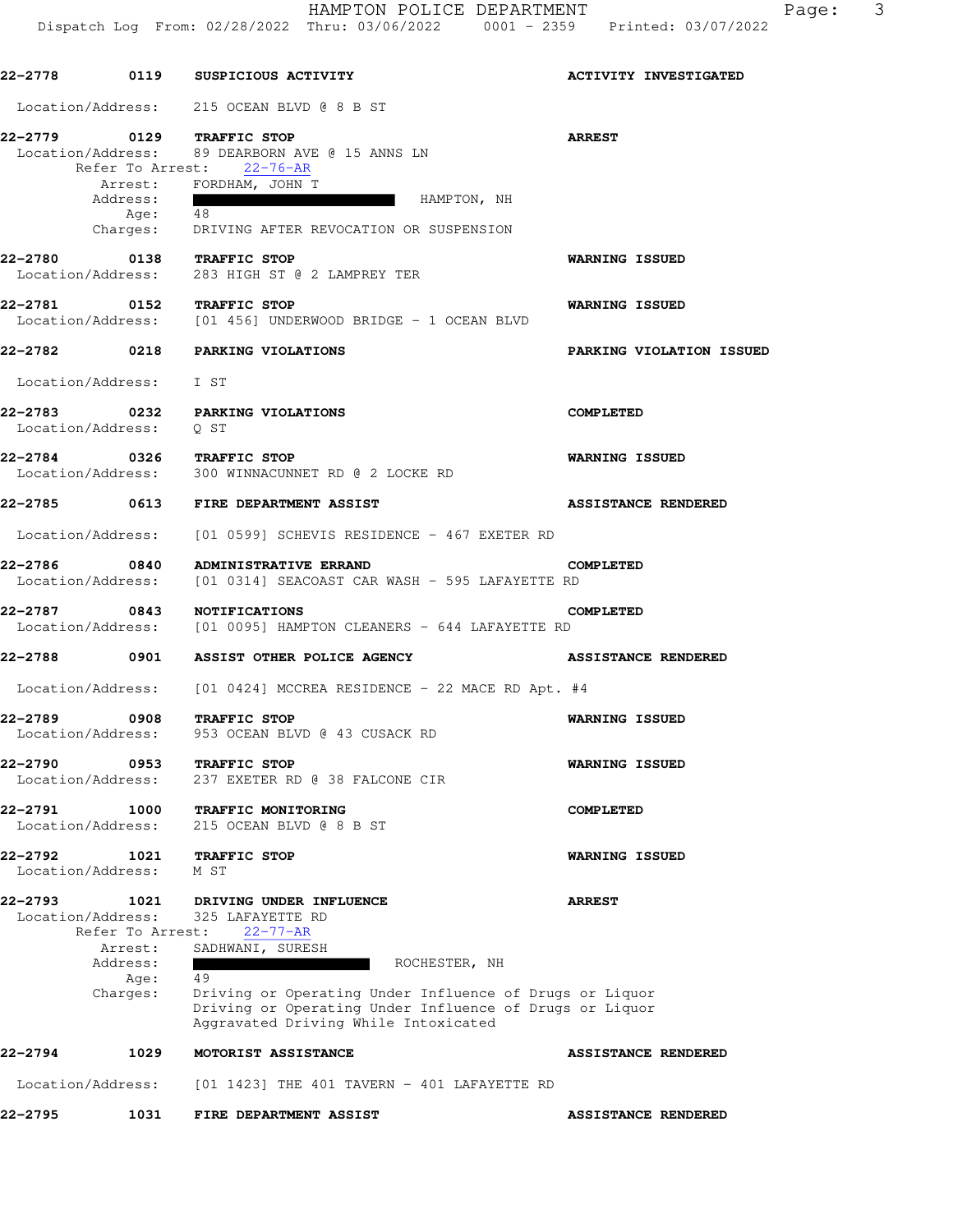22-2778 0119 **SUSPICIOUS ACTIVITY** **ACTIVITY INVESTIGATED**

Location/Address: 215 OCEAN BLVD @ 8 B ST

22-2779 0129 **TRAFFIC STOP** **ARREST**
Location/Address: 89 DEARBORN AVE @ 15 ANNS LN
Refer To Arrest: 22-76-AR
Arrest: FORDHAM, JOHN T
Address: HAMPTON, NH
Age: 48
Charges: DRIVING AFTER REVOCATION OR SUSPENSION

22-2780 0138 **TRAFFIC STOP** **WARNING ISSUED**
Location/Address: 283 HIGH ST @ 2 LAMPREY TER

22-2781 0152 **TRAFFIC STOP** **WARNING ISSUED**
Location/Address: [01 456] UNDERWOOD BRIDGE - 1 OCEAN BLVD

22-2782 0218 **PARKING VIOLATIONS** **PARKING VIOLATION ISSUED**

Location/Address: I ST

22-2783 0232 **PARKING VIOLATIONS** **COMPLETED**
Location/Address: Q ST

22-2784 0326 **TRAFFIC STOP** **WARNING ISSUED**
Location/Address: 300 WINNACUNNET RD @ 2 LOCKE RD

22-2785 0613 **FIRE DEPARTMENT ASSIST** **ASSISTANCE RENDERED**

Location/Address: [01 0599] SCHEVIS RESIDENCE - 467 EXETER RD

22-2786 0840 **ADMINISTRATIVE ERRAND** **COMPLETED**
Location/Address: [01 0314] SEACOAST CAR WASH - 595 LAFAYETTE RD

22-2787 0843 **NOTIFICATIONS** **COMPLETED**
Location/Address: [01 0095] HAMPTON CLEANERS - 644 LAFAYETTE RD

22-2788 0901 **ASSIST OTHER POLICE AGENCY** **ASSISTANCE RENDERED**

Location/Address: [01 0424] MCCREA RESIDENCE - 22 MACE RD Apt. #4

22-2789 0908 **TRAFFIC STOP** **WARNING ISSUED**
Location/Address: 953 OCEAN BLVD @ 43 CUSACK RD

22-2790 0953 **TRAFFIC STOP** **WARNING ISSUED**
Location/Address: 237 EXETER RD @ 38 FALCONE CIR

22-2791 1000 **TRAFFIC MONITORING** **COMPLETED**
Location/Address: 215 OCEAN BLVD @ 8 B ST

22-2792 1021 **TRAFFIC STOP** **WARNING ISSUED**
Location/Address: M ST

22-2793 1021 **DRIVING UNDER INFLUENCE** **ARREST**
Location/Address: 325 LAFAYETTE RD
Refer To Arrest: 22-77-AR
Arrest: SADHWANI, SURESH
Address: ROCHESTER, NH
Age: 49
Charges: Driving or Operating Under Influence of Drugs or Liquor
Driving or Operating Under Influence of Drugs or Liquor
Aggravated Driving While Intoxicated

22-2794 1029 **MOTORIST ASSISTANCE** **ASSISTANCE RENDERED**

Location/Address: [01 1423] THE 401 TAVERN - 401 LAFAYETTE RD

22-2795 1031 **FIRE DEPARTMENT ASSIST** **ASSISTANCE RENDERED**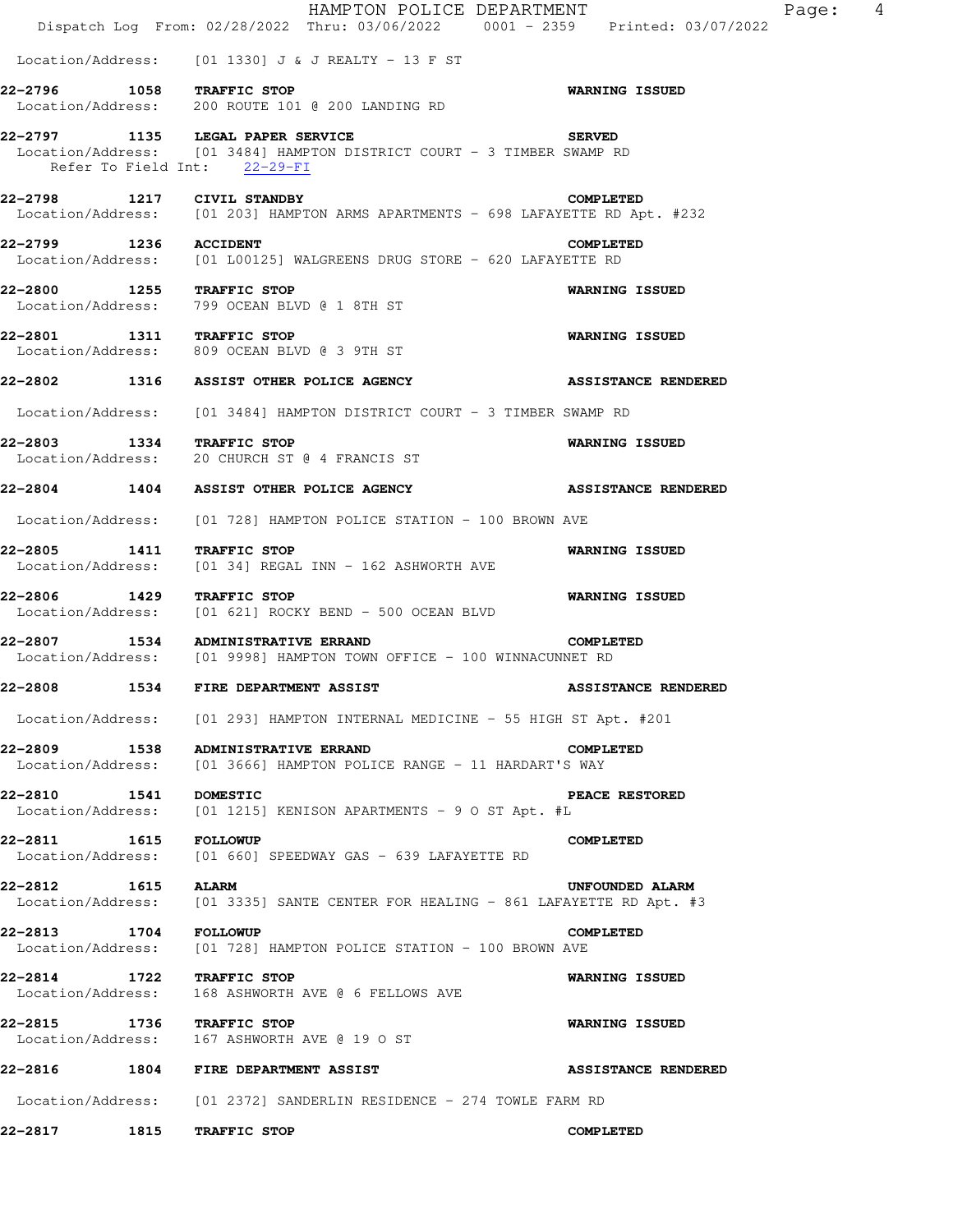Location/Address: [01 1330] J & J REALTY - 13 F ST

**22-2796 1058 TRAFFIC STOP** **WARNING ISSUED**
Location/Address: 200 ROUTE 101 @ 200 LANDING RD

**22-2797 1135 LEGAL PAPER SERVICE** **SERVED**
Location/Address: [01 3484] HAMPTON DISTRICT COURT - 3 TIMBER SWAMP RD
Refer To Field Int: 22-29-FI

**22-2798 1217 CIVIL STANDBY** **COMPLETED**
Location/Address: [01 203] HAMPTON ARMS APARTMENTS - 698 LAFAYETTE RD Apt. #232

**22-2799 1236 ACCIDENT** **COMPLETED**
Location/Address: [01 L00125] WALGREENS DRUG STORE - 620 LAFAYETTE RD

**22-2800 1255 TRAFFIC STOP** **WARNING ISSUED**
Location/Address: 799 OCEAN BLVD @ 1 8TH ST

**22-2801 1311 TRAFFIC STOP** **WARNING ISSUED**
Location/Address: 809 OCEAN BLVD @ 3 9TH ST

**22-2802 1316 ASSIST OTHER POLICE AGENCY** **ASSISTANCE RENDERED**
Location/Address: [01 3484] HAMPTON DISTRICT COURT - 3 TIMBER SWAMP RD

**22-2803 1334 TRAFFIC STOP** **WARNING ISSUED**
Location/Address: 20 CHURCH ST @ 4 FRANCIS ST

**22-2804 1404 ASSIST OTHER POLICE AGENCY** **ASSISTANCE RENDERED**
Location/Address: [01 728] HAMPTON POLICE STATION - 100 BROWN AVE

**22-2805 1411 TRAFFIC STOP** **WARNING ISSUED**
Location/Address: [01 34] REGAL INN - 162 ASHWORTH AVE

**22-2806 1429 TRAFFIC STOP** **WARNING ISSUED**
Location/Address: [01 621] ROCKY BEND - 500 OCEAN BLVD

**22-2807 1534 ADMINISTRATIVE ERRAND** **COMPLETED**
Location/Address: [01 9998] HAMPTON TOWN OFFICE - 100 WINNACUNNET RD

**22-2808 1534 FIRE DEPARTMENT ASSIST** **ASSISTANCE RENDERED**
Location/Address: [01 293] HAMPTON INTERNAL MEDICINE - 55 HIGH ST Apt. #201

**22-2809 1538 ADMINISTRATIVE ERRAND** **COMPLETED**
Location/Address: [01 3666] HAMPTON POLICE RANGE - 11 HARDART'S WAY

**22-2810 1541 DOMESTIC** **PEACE RESTORED**
Location/Address: [01 1215] KENISON APARTMENTS - 9 O ST Apt. #L

**22-2811 1615 FOLLOWUP** **COMPLETED**
Location/Address: [01 660] SPEEDWAY GAS - 639 LAFAYETTE RD

**22-2812 1615 ALARM** **UNFOUNDED ALARM**
Location/Address: [01 3335] SANTE CENTER FOR HEALING - 861 LAFAYETTE RD Apt. #3

**22-2813 1704 FOLLOWUP** **COMPLETED**
Location/Address: [01 728] HAMPTON POLICE STATION - 100 BROWN AVE

**22-2814 1722 TRAFFIC STOP** **WARNING ISSUED**
Location/Address: 168 ASHWORTH AVE @ 6 FELLOWS AVE

**22-2815 1736 TRAFFIC STOP** **WARNING ISSUED**
Location/Address: 167 ASHWORTH AVE @ 19 O ST

**22-2816 1804 FIRE DEPARTMENT ASSIST** **ASSISTANCE RENDERED**
Location/Address: [01 2372] SANDERLIN RESIDENCE - 274 TOWLE FARM RD

**22-2817 1815 TRAFFIC STOP** **COMPLETED**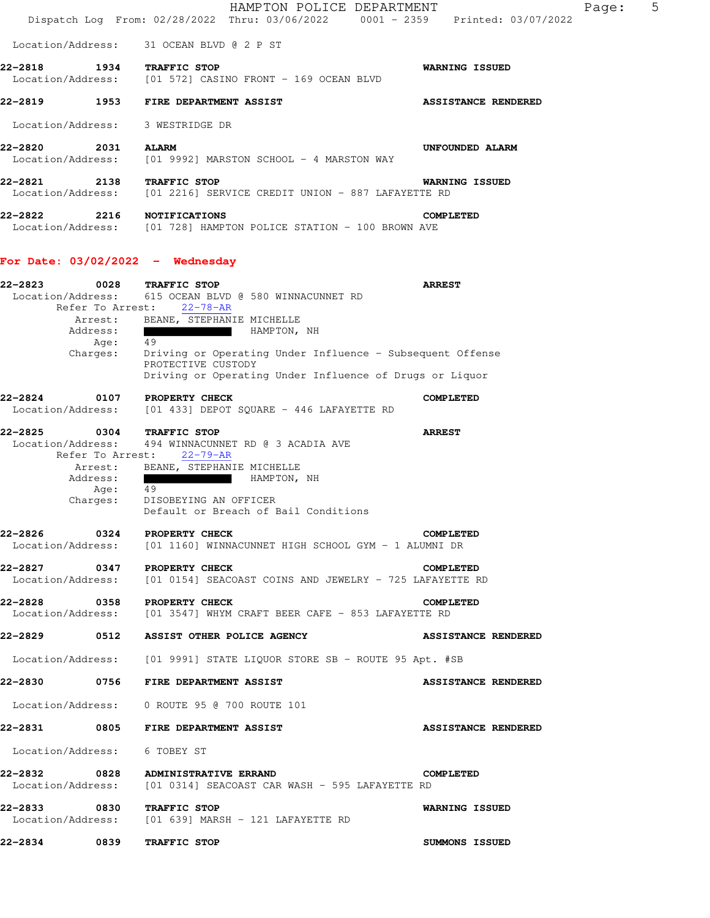Location/Address: 31 OCEAN BLVD @ 2 P ST

**22-2818 1934 TRAFFIC STOP** **WARNING ISSUED**
Location/Address: [01 572] CASINO FRONT - 169 OCEAN BLVD

**22-2819 1953 FIRE DEPARTMENT ASSIST** **ASSISTANCE RENDERED**

Location/Address: 3 WESTRIDGE DR

**22-2820 2031 ALARM** **UNFOUNDED ALARM**
Location/Address: [01 9992] MARSTON SCHOOL - 4 MARSTON WAY

**22-2821 2138 TRAFFIC STOP** **WARNING ISSUED**
Location/Address: [01 2216] SERVICE CREDIT UNION - 887 LAFAYETTE RD

**22-2822 2216 NOTIFICATIONS** **COMPLETED**
Location/Address: [01 728] HAMPTON POLICE STATION - 100 BROWN AVE

## For Date: 03/02/2022 - Wednesday

**22-2823 0028 TRAFFIC STOP** **ARREST**
Location/Address: 615 OCEAN BLVD @ 580 WINNACUNNET RD
Refer To Arrest: 22-78-AR
Arrest: BEANE, STEPHANIE MICHELLE
Address: ██████████ HAMPTON, NH
Age: 49
Charges: Driving or Operating Under Influence - Subsequent Offense
PROTECTIVE CUSTODY
Driving or Operating Under Influence of Drugs or Liquor

**22-2824 0107 PROPERTY CHECK** **COMPLETED**
Location/Address: [01 433] DEPOT SQUARE - 446 LAFAYETTE RD

**22-2825 0304 TRAFFIC STOP** **ARREST**
Location/Address: 494 WINNACUNNET RD @ 3 ACADIA AVE
Refer To Arrest: 22-79-AR
Arrest: BEANE, STEPHANIE MICHELLE
Address: ██████████ HAMPTON, NH
Age: 49
Charges: DISOBEYING AN OFFICER
Default or Breach of Bail Conditions

**22-2826 0324 PROPERTY CHECK** **COMPLETED**
Location/Address: [01 1160] WINNACUNNET HIGH SCHOOL GYM - 1 ALUMNI DR

**22-2827 0347 PROPERTY CHECK** **COMPLETED**
Location/Address: [01 0154] SEACOAST COINS AND JEWELRY - 725 LAFAYETTE RD

**22-2828 0358 PROPERTY CHECK** **COMPLETED**
Location/Address: [01 3547] WHYM CRAFT BEER CAFE - 853 LAFAYETTE RD

**22-2829 0512 ASSIST OTHER POLICE AGENCY** **ASSISTANCE RENDERED**

Location/Address: [01 9991] STATE LIQUOR STORE SB - ROUTE 95 Apt. #SB

**22-2830 0756 FIRE DEPARTMENT ASSIST** **ASSISTANCE RENDERED**

Location/Address: 0 ROUTE 95 @ 700 ROUTE 101

**22-2831 0805 FIRE DEPARTMENT ASSIST** **ASSISTANCE RENDERED**

Location/Address: 6 TOBEY ST

**22-2832 0828 ADMINISTRATIVE ERRAND** **COMPLETED**
Location/Address: [01 0314] SEACOAST CAR WASH - 595 LAFAYETTE RD

**22-2833 0830 TRAFFIC STOP** **WARNING ISSUED**
Location/Address: [01 639] MARSH - 121 LAFAYETTE RD

**22-2834 0839 TRAFFIC STOP** **SUMMONS ISSUED**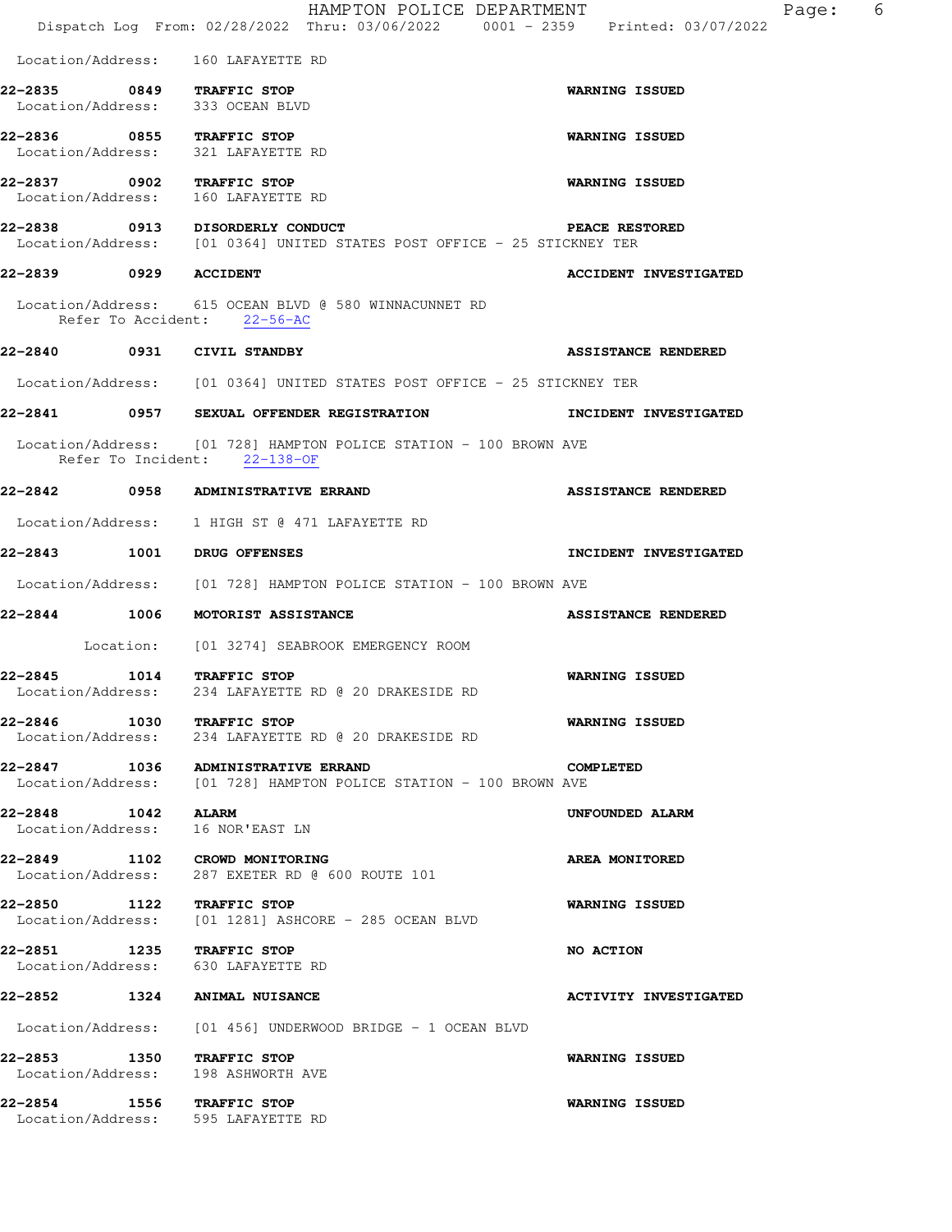Location/Address: 160 LAFAYETTE RD

**22-2835 0849 TRAFFIC STOP** **WARNING ISSUED**
Location/Address: 333 OCEAN BLVD

**22-2836 0855 TRAFFIC STOP** **WARNING ISSUED**
Location/Address: 321 LAFAYETTE RD

**22-2837 0902 TRAFFIC STOP** **WARNING ISSUED**
Location/Address: 160 LAFAYETTE RD

**22-2838 0913 DISORDERLY CONDUCT** **PEACE RESTORED**
Location/Address: [01 0364] UNITED STATES POST OFFICE - 25 STICKNEY TER

**22-2839 0929 ACCIDENT** **ACCIDENT INVESTIGATED**

Location/Address: 615 OCEAN BLVD @ 580 WINNACUNNET RD
Refer To Accident: 22-56-AC

**22-2840 0931 CIVIL STANDBY** **ASSISTANCE RENDERED**

Location/Address: [01 0364] UNITED STATES POST OFFICE - 25 STICKNEY TER

**22-2841 0957 SEXUAL OFFENDER REGISTRATION** **INCIDENT INVESTIGATED**

Location/Address: [01 728] HAMPTON POLICE STATION - 100 BROWN AVE
Refer To Incident: 22-138-OF

**22-2842 0958 ADMINISTRATIVE ERRAND** **ASSISTANCE RENDERED**

Location/Address: 1 HIGH ST @ 471 LAFAYETTE RD

**22-2843 1001 DRUG OFFENSES** **INCIDENT INVESTIGATED**

Location/Address: [01 728] HAMPTON POLICE STATION - 100 BROWN AVE

**22-2844 1006 MOTORIST ASSISTANCE** **ASSISTANCE RENDERED**

Location: [01 3274] SEABROOK EMERGENCY ROOM

**22-2845 1014 TRAFFIC STOP** **WARNING ISSUED**
Location/Address: 234 LAFAYETTE RD @ 20 DRAKESIDE RD

**22-2846 1030 TRAFFIC STOP** **WARNING ISSUED**
Location/Address: 234 LAFAYETTE RD @ 20 DRAKESIDE RD

**22-2847 1036 ADMINISTRATIVE ERRAND** **COMPLETED**
Location/Address: [01 728] HAMPTON POLICE STATION - 100 BROWN AVE

**22-2848 1042 ALARM** **UNFOUNDED ALARM**
Location/Address: 16 NOR'EAST LN

**22-2849 1102 CROWD MONITORING** **AREA MONITORED**
Location/Address: 287 EXETER RD @ 600 ROUTE 101

**22-2850 1122 TRAFFIC STOP** **WARNING ISSUED**
Location/Address: [01 1281] ASHCORE - 285 OCEAN BLVD

**22-2851 1235 TRAFFIC STOP** **NO ACTION**
Location/Address: 630 LAFAYETTE RD

**22-2852 1324 ANIMAL NUISANCE** **ACTIVITY INVESTIGATED**

Location/Address: [01 456] UNDERWOOD BRIDGE - 1 OCEAN BLVD

**22-2853 1350 TRAFFIC STOP** **WARNING ISSUED**
Location/Address: 198 ASHWORTH AVE

**22-2854 1556 TRAFFIC STOP** **WARNING ISSUED**
Location/Address: 595 LAFAYETTE RD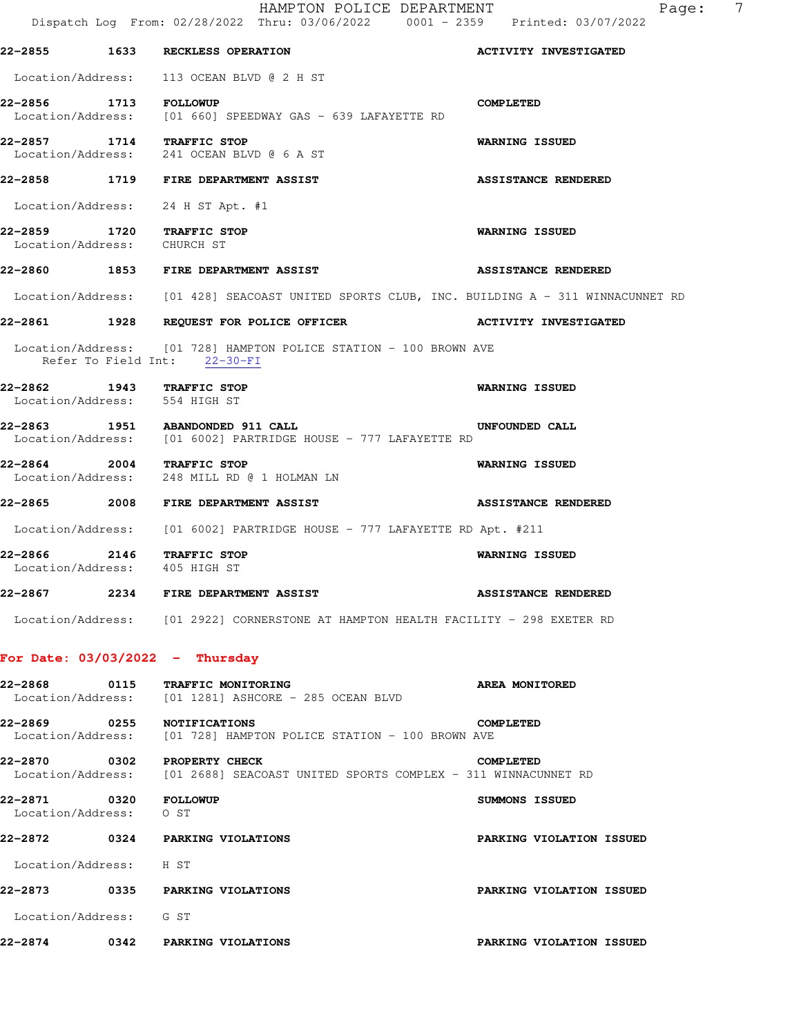22-2855 1633 **RECKLESS OPERATION** **ACTIVITY INVESTIGATED**

Location/Address: 113 OCEAN BLVD @ 2 H ST

22-2856 1713 **FOLLOWUP** **COMPLETED**
Location/Address: [01 660] SPEEDWAY GAS - 639 LAFAYETTE RD

22-2857 1714 **TRAFFIC STOP** **WARNING ISSUED**
Location/Address: 241 OCEAN BLVD @ 6 A ST

22-2858 1719 **FIRE DEPARTMENT ASSIST** **ASSISTANCE RENDERED**

Location/Address: 24 H ST Apt. #1

22-2859 1720 **TRAFFIC STOP** **WARNING ISSUED**
Location/Address: CHURCH ST

22-2860 1853 **FIRE DEPARTMENT ASSIST** **ASSISTANCE RENDERED**

Location/Address: [01 428] SEACOAST UNITED SPORTS CLUB, INC. BUILDING A - 311 WINNACUNNET RD

22-2861 1928 **REQUEST FOR POLICE OFFICER** **ACTIVITY INVESTIGATED**

Location/Address: [01 728] HAMPTON POLICE STATION - 100 BROWN AVE
Refer To Field Int: 22-30-FI

22-2862 1943 **TRAFFIC STOP** **WARNING ISSUED**
Location/Address: 554 HIGH ST

22-2863 1951 **ABANDONED 911 CALL** **UNFOUNDED CALL**
Location/Address: [01 6002] PARTRIDGE HOUSE - 777 LAFAYETTE RD

22-2864 2004 **TRAFFIC STOP** **WARNING ISSUED**
Location/Address: 248 MILL RD @ 1 HOLMAN LN

22-2865 2008 **FIRE DEPARTMENT ASSIST** **ASSISTANCE RENDERED**

Location/Address: [01 6002] PARTRIDGE HOUSE - 777 LAFAYETTE RD Apt. #211

22-2866 2146 **TRAFFIC STOP** **WARNING ISSUED**
Location/Address: 405 HIGH ST

22-2867 2234 **FIRE DEPARTMENT ASSIST** **ASSISTANCE RENDERED**

Location/Address: [01 2922] CORNERSTONE AT HAMPTON HEALTH FACILITY - 298 EXETER RD

## For Date: 03/03/2022 - Thursday

22-2868 0115 **TRAFFIC MONITORING** **AREA MONITORED**
Location/Address: [01 1281] ASHCORE - 285 OCEAN BLVD

22-2869 0255 **NOTIFICATIONS** **COMPLETED**
Location/Address: [01 728] HAMPTON POLICE STATION - 100 BROWN AVE

22-2870 0302 **PROPERTY CHECK** **COMPLETED**
Location/Address: [01 2688] SEACOAST UNITED SPORTS COMPLEX - 311 WINNACUNNET RD

22-2871 0320 **FOLLOWUP** **SUMMONS ISSUED**
Location/Address: O ST

22-2872 0324 **PARKING VIOLATIONS** **PARKING VIOLATION ISSUED**

Location/Address: H ST

22-2873 0335 **PARKING VIOLATIONS** **PARKING VIOLATION ISSUED**

Location/Address: G ST

22-2874 0342 **PARKING VIOLATIONS** **PARKING VIOLATION ISSUED**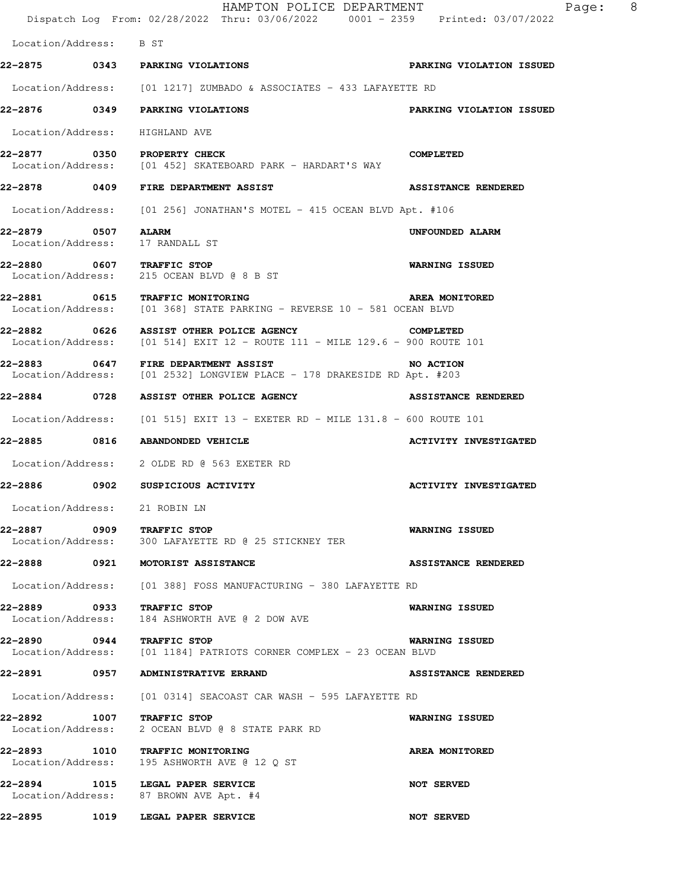Location/Address: B ST

**22-2875 0343 PARKING VIOLATIONS** **PARKING VIOLATION ISSUED**

Location/Address: [01 1217] ZUMBADO & ASSOCIATES - 433 LAFAYETTE RD

**22-2876 0349 PARKING VIOLATIONS** **PARKING VIOLATION ISSUED**

Location/Address: HIGHLAND AVE

**22-2877 0350 PROPERTY CHECK** **COMPLETED**
Location/Address: [01 452] SKATEBOARD PARK - HARDART'S WAY

**22-2878 0409 FIRE DEPARTMENT ASSIST** **ASSISTANCE RENDERED**

Location/Address: [01 256] JONATHAN'S MOTEL - 415 OCEAN BLVD Apt. #106

**22-2879 0507 ALARM** **UNFOUNDED ALARM**
Location/Address: 17 RANDALL ST

**22-2880 0607 TRAFFIC STOP** **WARNING ISSUED**
Location/Address: 215 OCEAN BLVD @ 8 B ST

**22-2881 0615 TRAFFIC MONITORING** **AREA MONITORED**
Location/Address: [01 368] STATE PARKING - REVERSE 10 - 581 OCEAN BLVD

**22-2882 0626 ASSIST OTHER POLICE AGENCY** **COMPLETED**
Location/Address: [01 514] EXIT 12 - ROUTE 111 - MILE 129.6 - 900 ROUTE 101

**22-2883 0647 FIRE DEPARTMENT ASSIST** **NO ACTION**
Location/Address: [01 2532] LONGVIEW PLACE - 178 DRAKESIDE RD Apt. #203

**22-2884 0728 ASSIST OTHER POLICE AGENCY** **ASSISTANCE RENDERED**

Location/Address: [01 515] EXIT 13 - EXETER RD - MILE 131.8 - 600 ROUTE 101

**22-2885 0816 ABANDONDED VEHICLE** **ACTIVITY INVESTIGATED**

Location/Address: 2 OLDE RD @ 563 EXETER RD

**22-2886 0902 SUSPICIOUS ACTIVITY** **ACTIVITY INVESTIGATED**

Location/Address: 21 ROBIN LN

**22-2887 0909 TRAFFIC STOP** **WARNING ISSUED**
Location/Address: 300 LAFAYETTE RD @ 25 STICKNEY TER

**22-2888 0921 MOTORIST ASSISTANCE** **ASSISTANCE RENDERED**

Location/Address: [01 388] FOSS MANUFACTURING - 380 LAFAYETTE RD

**22-2889 0933 TRAFFIC STOP** **WARNING ISSUED**
Location/Address: 184 ASHWORTH AVE @ 2 DOW AVE

**22-2890 0944 TRAFFIC STOP** **WARNING ISSUED**
Location/Address: [01 1184] PATRIOTS CORNER COMPLEX - 23 OCEAN BLVD

**22-2891 0957 ADMINISTRATIVE ERRAND** **ASSISTANCE RENDERED**

Location/Address: [01 0314] SEACOAST CAR WASH - 595 LAFAYETTE RD

**22-2892 1007 TRAFFIC STOP** **WARNING ISSUED**
Location/Address: 2 OCEAN BLVD @ 8 STATE PARK RD

**22-2893 1010 TRAFFIC MONITORING** **AREA MONITORED**
Location/Address: 195 ASHWORTH AVE @ 12 Q ST

**22-2894 1015 LEGAL PAPER SERVICE** **NOT SERVED**
Location/Address: 87 BROWN AVE Apt. #4

**22-2895 1019 LEGAL PAPER SERVICE** **NOT SERVED**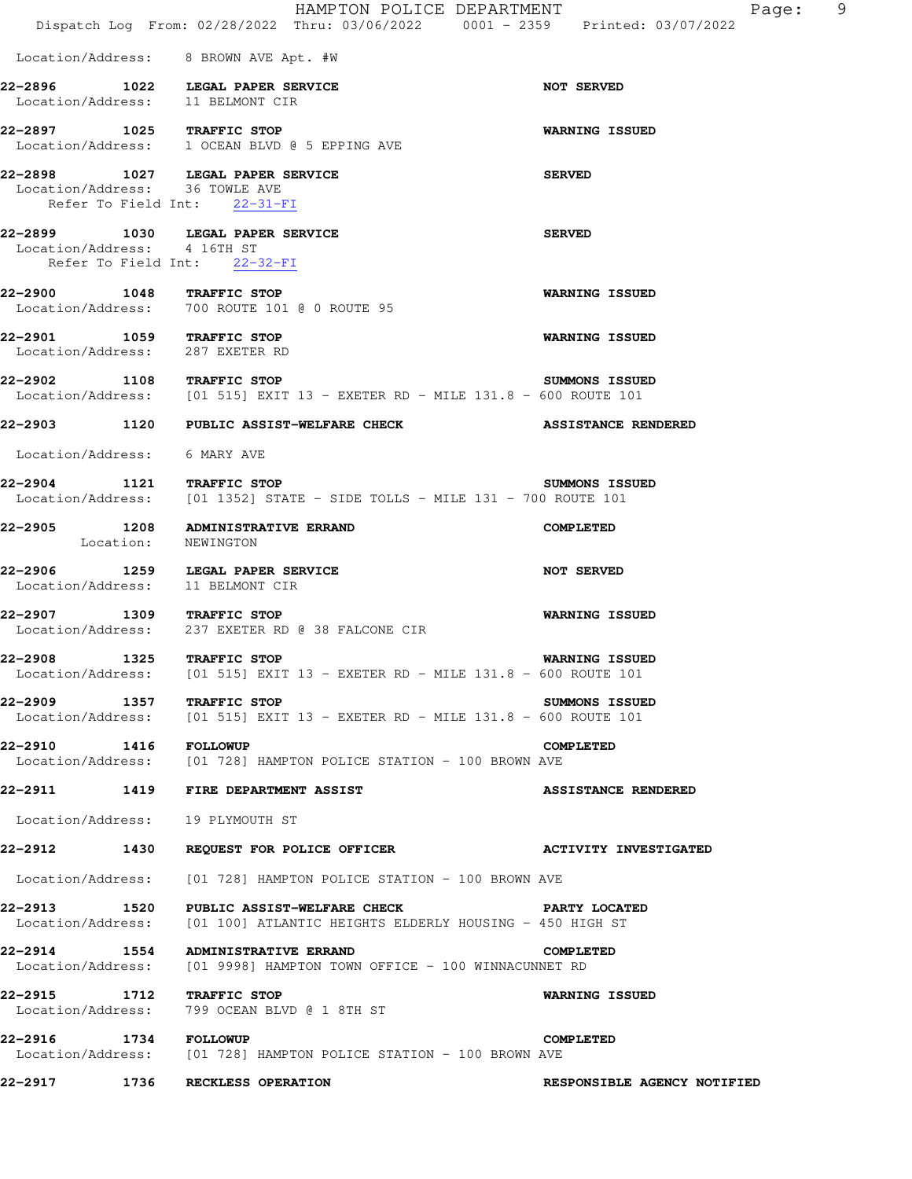Location/Address: 8 BROWN AVE Apt. #W

**22-2896 1022 LEGAL PAPER SERVICE** **NOT SERVED**
Location/Address: 11 BELMONT CIR

**22-2897 1025 TRAFFIC STOP** **WARNING ISSUED**
Location/Address: 1 OCEAN BLVD @ 5 EPPING AVE

**22-2898 1027 LEGAL PAPER SERVICE** **SERVED**
Location/Address: 36 TOWLE AVE
Refer To Field Int: 22-31-FI

**22-2899 1030 LEGAL PAPER SERVICE** **SERVED**
Location/Address: 4 16TH ST
Refer To Field Int: 22-32-FI

**22-2900 1048 TRAFFIC STOP** **WARNING ISSUED**
Location/Address: 700 ROUTE 101 @ 0 ROUTE 95

**22-2901 1059 TRAFFIC STOP** **WARNING ISSUED**
Location/Address: 287 EXETER RD

**22-2902 1108 TRAFFIC STOP** **SUMMONS ISSUED**
Location/Address: [01 515] EXIT 13 - EXETER RD - MILE 131.8 - 600 ROUTE 101

**22-2903 1120 PUBLIC ASSIST-WELFARE CHECK** **ASSISTANCE RENDERED**

Location/Address: 6 MARY AVE

**22-2904 1121 TRAFFIC STOP** **SUMMONS ISSUED**
Location/Address: [01 1352] STATE - SIDE TOLLS - MILE 131 - 700 ROUTE 101

**22-2905 1208 ADMINISTRATIVE ERRAND** **COMPLETED**
Location: NEWINGTON

**22-2906 1259 LEGAL PAPER SERVICE** **NOT SERVED**
Location/Address: 11 BELMONT CIR

**22-2907 1309 TRAFFIC STOP** **WARNING ISSUED**
Location/Address: 237 EXETER RD @ 38 FALCONE CIR

**22-2908 1325 TRAFFIC STOP** **WARNING ISSUED**
Location/Address: [01 515] EXIT 13 - EXETER RD - MILE 131.8 - 600 ROUTE 101

**22-2909 1357 TRAFFIC STOP** **SUMMONS ISSUED**
Location/Address: [01 515] EXIT 13 - EXETER RD - MILE 131.8 - 600 ROUTE 101

**22-2910 1416 FOLLOWUP** **COMPLETED**
Location/Address: [01 728] HAMPTON POLICE STATION - 100 BROWN AVE

**22-2911 1419 FIRE DEPARTMENT ASSIST** **ASSISTANCE RENDERED**

Location/Address: 19 PLYMOUTH ST

**22-2912 1430 REQUEST FOR POLICE OFFICER** **ACTIVITY INVESTIGATED**

Location/Address: [01 728] HAMPTON POLICE STATION - 100 BROWN AVE

**22-2913 1520 PUBLIC ASSIST-WELFARE CHECK** **PARTY LOCATED**
Location/Address: [01 100] ATLANTIC HEIGHTS ELDERLY HOUSING - 450 HIGH ST

**22-2914 1554 ADMINISTRATIVE ERRAND** **COMPLETED**
Location/Address: [01 9998] HAMPTON TOWN OFFICE - 100 WINNACUNNET RD

**22-2915 1712 TRAFFIC STOP** **WARNING ISSUED**
Location/Address: 799 OCEAN BLVD @ 1 8TH ST

**22-2916 1734 FOLLOWUP** **COMPLETED**
Location/Address: [01 728] HAMPTON POLICE STATION - 100 BROWN AVE

**22-2917 1736 RECKLESS OPERATION** **RESPONSIBLE AGENCY NOTIFIED**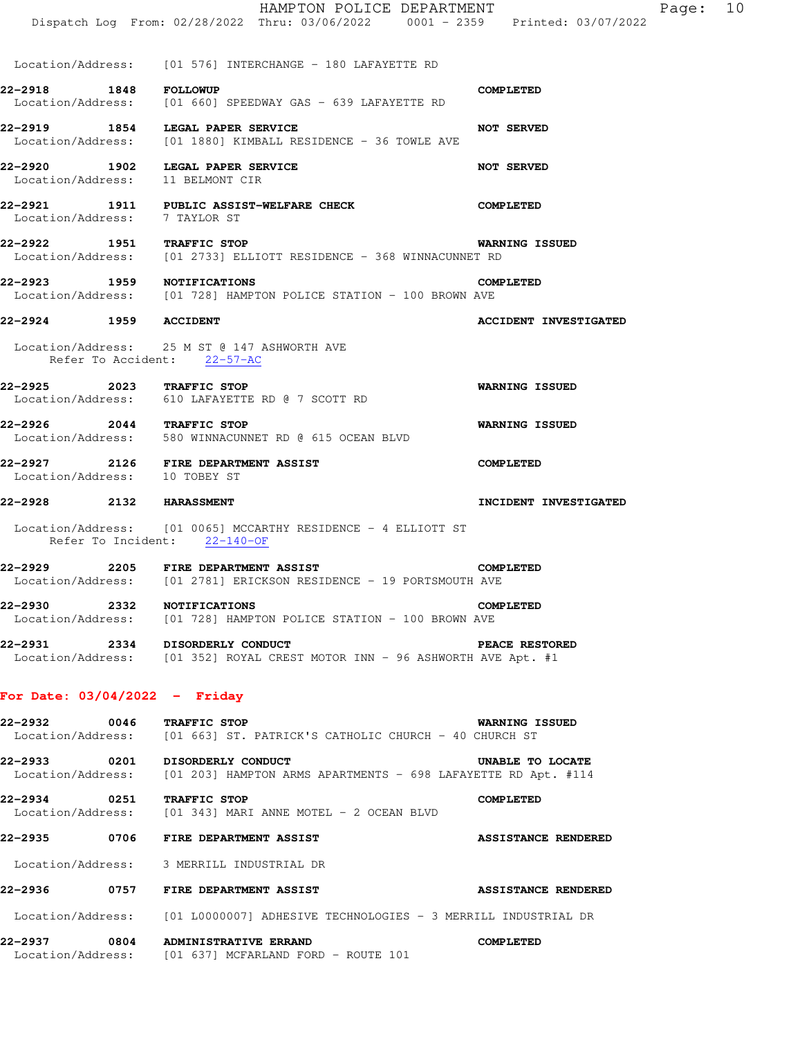Location/Address: [01 576] INTERCHANGE - 180 LAFAYETTE RD

**22-2918 1848 FOLLOWUP** **COMPLETED**
Location/Address: [01 660] SPEEDWAY GAS - 639 LAFAYETTE RD

**22-2919 1854 LEGAL PAPER SERVICE** **NOT SERVED**
Location/Address: [01 1880] KIMBALL RESIDENCE - 36 TOWLE AVE

**22-2920 1902 LEGAL PAPER SERVICE** **NOT SERVED**
Location/Address: 11 BELMONT CIR

**22-2921 1911 PUBLIC ASSIST-WELFARE CHECK** **COMPLETED**
Location/Address: 7 TAYLOR ST

**22-2922 1951 TRAFFIC STOP** **WARNING ISSUED**
Location/Address: [01 2733] ELLIOTT RESIDENCE - 368 WINNACUNNET RD

**22-2923 1959 NOTIFICATIONS** **COMPLETED**
Location/Address: [01 728] HAMPTON POLICE STATION - 100 BROWN AVE

**22-2924 1959 ACCIDENT** **ACCIDENT INVESTIGATED**

Location/Address: 25 M ST @ 147 ASHWORTH AVE
Refer To Accident: 22-57-AC

**22-2925 2023 TRAFFIC STOP** **WARNING ISSUED**
Location/Address: 610 LAFAYETTE RD @ 7 SCOTT RD

**22-2926 2044 TRAFFIC STOP** **WARNING ISSUED**
Location/Address: 580 WINNACUNNET RD @ 615 OCEAN BLVD

**22-2927 2126 FIRE DEPARTMENT ASSIST** **COMPLETED**
Location/Address: 10 TOBEY ST

**22-2928 2132 HARASSMENT** **INCIDENT INVESTIGATED**

Location/Address: [01 0065] MCCARTHY RESIDENCE - 4 ELLIOTT ST
Refer To Incident: 22-140-OF

**22-2929 2205 FIRE DEPARTMENT ASSIST** **COMPLETED**
Location/Address: [01 2781] ERICKSON RESIDENCE - 19 PORTSMOUTH AVE

**22-2930 2332 NOTIFICATIONS** **COMPLETED**
Location/Address: [01 728] HAMPTON POLICE STATION - 100 BROWN AVE

**22-2931 2334 DISORDERLY CONDUCT** **PEACE RESTORED**
Location/Address: [01 352] ROYAL CREST MOTOR INN - 96 ASHWORTH AVE Apt. #1

## For Date: 03/04/2022 - Friday

**22-2932 0046 TRAFFIC STOP** **WARNING ISSUED**
Location/Address: [01 663] ST. PATRICK'S CATHOLIC CHURCH - 40 CHURCH ST

**22-2933 0201 DISORDERLY CONDUCT** **UNABLE TO LOCATE**
Location/Address: [01 203] HAMPTON ARMS APARTMENTS - 698 LAFAYETTE RD Apt. #114

**22-2934 0251 TRAFFIC STOP** **COMPLETED**
Location/Address: [01 343] MARI ANNE MOTEL - 2 OCEAN BLVD

**22-2935 0706 FIRE DEPARTMENT ASSIST** **ASSISTANCE RENDERED**

Location/Address: 3 MERRILL INDUSTRIAL DR

**22-2936 0757 FIRE DEPARTMENT ASSIST** **ASSISTANCE RENDERED**

Location/Address: [01 L0000007] ADHESIVE TECHNOLOGIES - 3 MERRILL INDUSTRIAL DR

**22-2937 0804 ADMINISTRATIVE ERRAND** **COMPLETED**
Location/Address: [01 637] MCFARLAND FORD - ROUTE 101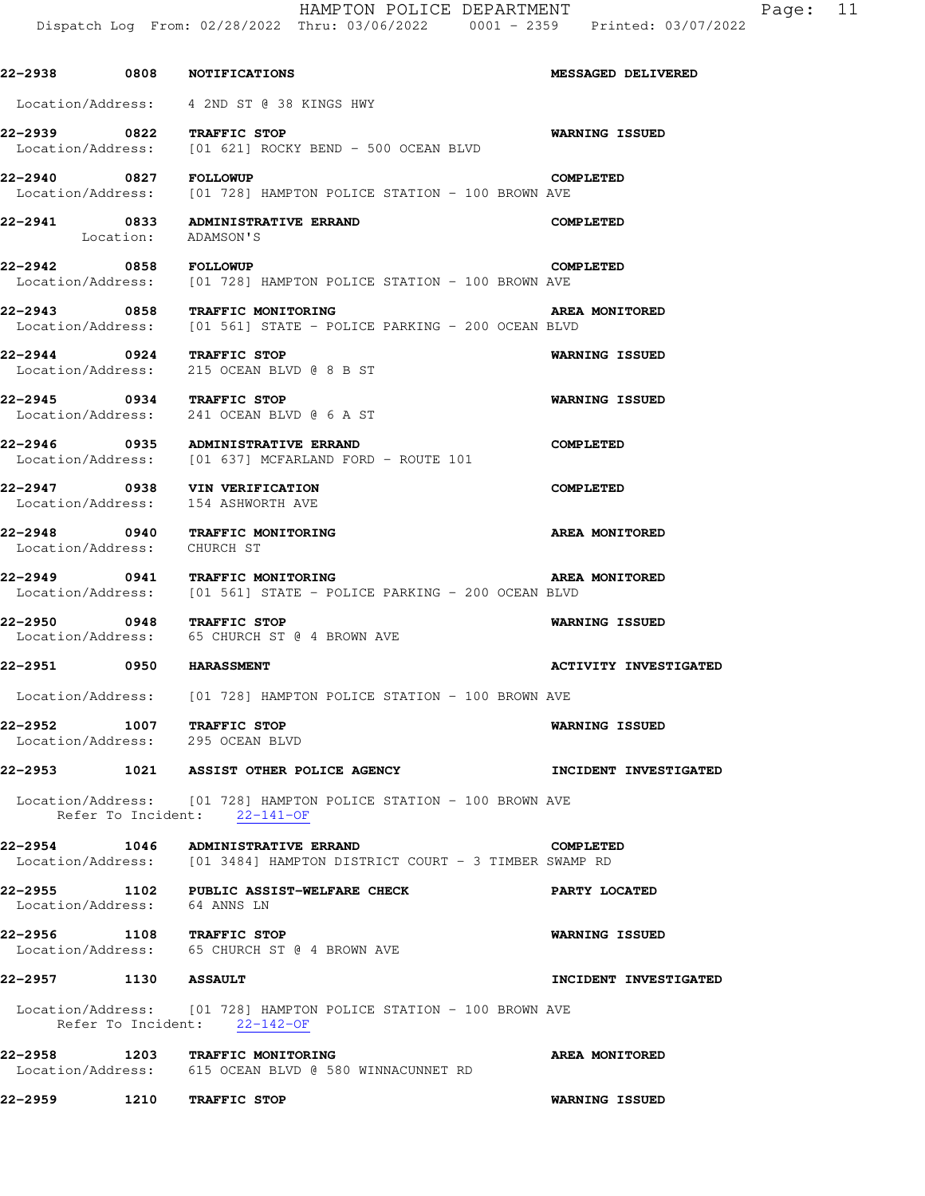**22-2938 0808 NOTIFICATIONS** — **MESSAGED DELIVERED**
Location/Address: 4 2ND ST @ 38 KINGS HWY

**22-2939 0822 TRAFFIC STOP** — **WARNING ISSUED**
Location/Address: [01 621] ROCKY BEND - 500 OCEAN BLVD

**22-2940 0827 FOLLOWUP** — **COMPLETED**
Location/Address: [01 728] HAMPTON POLICE STATION - 100 BROWN AVE

**22-2941 0833 ADMINISTRATIVE ERRAND** — **COMPLETED**
Location: ADAMSON'S

**22-2942 0858 FOLLOWUP** — **COMPLETED**
Location/Address: [01 728] HAMPTON POLICE STATION - 100 BROWN AVE

**22-2943 0858 TRAFFIC MONITORING** — **AREA MONITORED**
Location/Address: [01 561] STATE - POLICE PARKING - 200 OCEAN BLVD

**22-2944 0924 TRAFFIC STOP** — **WARNING ISSUED**
Location/Address: 215 OCEAN BLVD @ 8 B ST

**22-2945 0934 TRAFFIC STOP** — **WARNING ISSUED**
Location/Address: 241 OCEAN BLVD @ 6 A ST

**22-2946 0935 ADMINISTRATIVE ERRAND** — **COMPLETED**
Location/Address: [01 637] MCFARLAND FORD - ROUTE 101

**22-2947 0938 VIN VERIFICATION** — **COMPLETED**
Location/Address: 154 ASHWORTH AVE

**22-2948 0940 TRAFFIC MONITORING** — **AREA MONITORED**
Location/Address: CHURCH ST

**22-2949 0941 TRAFFIC MONITORING** — **AREA MONITORED**
Location/Address: [01 561] STATE - POLICE PARKING - 200 OCEAN BLVD

**22-2950 0948 TRAFFIC STOP** — **WARNING ISSUED**
Location/Address: 65 CHURCH ST @ 4 BROWN AVE

**22-2951 0950 HARASSMENT** — **ACTIVITY INVESTIGATED**
Location/Address: [01 728] HAMPTON POLICE STATION - 100 BROWN AVE

**22-2952 1007 TRAFFIC STOP** — **WARNING ISSUED**
Location/Address: 295 OCEAN BLVD

**22-2953 1021 ASSIST OTHER POLICE AGENCY** — **INCIDENT INVESTIGATED**
Location/Address: [01 728] HAMPTON POLICE STATION - 100 BROWN AVE
Refer To Incident: 22-141-OF

**22-2954 1046 ADMINISTRATIVE ERRAND** — **COMPLETED**
Location/Address: [01 3484] HAMPTON DISTRICT COURT - 3 TIMBER SWAMP RD

**22-2955 1102 PUBLIC ASSIST-WELFARE CHECK** — **PARTY LOCATED**
Location/Address: 64 ANNS LN

**22-2956 1108 TRAFFIC STOP** — **WARNING ISSUED**
Location/Address: 65 CHURCH ST @ 4 BROWN AVE

**22-2957 1130 ASSAULT** — **INCIDENT INVESTIGATED**
Location/Address: [01 728] HAMPTON POLICE STATION - 100 BROWN AVE
Refer To Incident: 22-142-OF

**22-2958 1203 TRAFFIC MONITORING** — **AREA MONITORED**
Location/Address: 615 OCEAN BLVD @ 580 WINNACUNNET RD

**22-2959 1210 TRAFFIC STOP** — **WARNING ISSUED**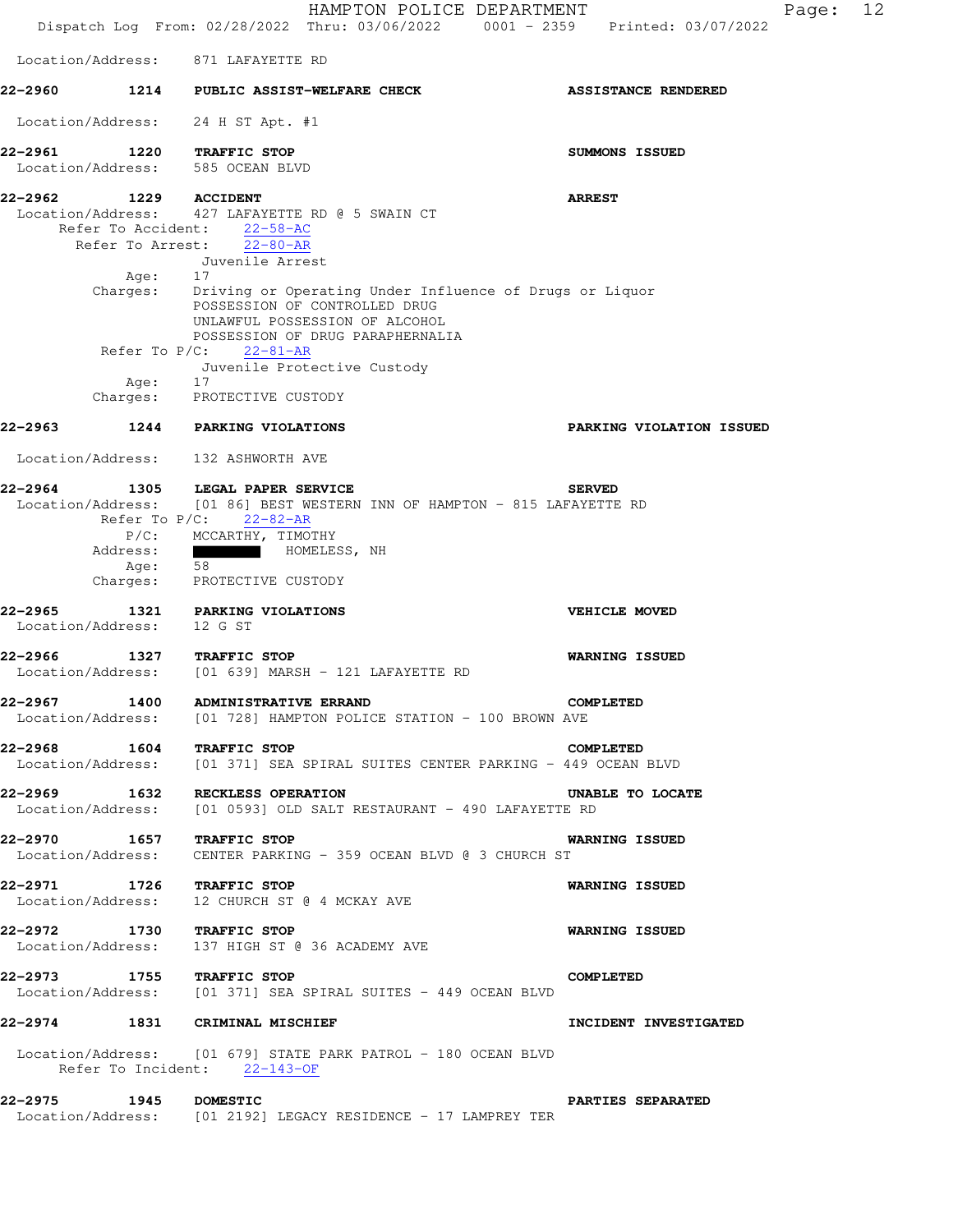Location/Address: 871 LAFAYETTE RD

**22-2960 1214 PUBLIC ASSIST-WELFARE CHECK** **ASSISTANCE RENDERED**

Location/Address: 24 H ST Apt. #1

**22-2961 1220 TRAFFIC STOP** **SUMMONS ISSUED**
Location/Address: 585 OCEAN BLVD

**22-2962 1229 ACCIDENT** **ARREST**
Location/Address: 427 LAFAYETTE RD @ 5 SWAIN CT
Refer To Accident: 22-58-AC
Refer To Arrest: 22-80-AR
Juvenile Arrest
Age: 17
Charges: Driving or Operating Under Influence of Drugs or Liquor
POSSESSION OF CONTROLLED DRUG
UNLAWFUL POSSESSION OF ALCOHOL
POSSESSION OF DRUG PARAPHERNALIA
Refer To P/C: 22-81-AR
Juvenile Protective Custody
Age: 17
Charges: PROTECTIVE CUSTODY

**22-2963 1244 PARKING VIOLATIONS** **PARKING VIOLATION ISSUED**

Location/Address: 132 ASHWORTH AVE

**22-2964 1305 LEGAL PAPER SERVICE** **SERVED**
Location/Address: [01 86] BEST WESTERN INN OF HAMPTON - 815 LAFAYETTE RD
Refer To P/C: 22-82-AR
P/C: MCCARTHY, TIMOTHY
Address: ██████ HOMELESS, NH
Age: 58
Charges: PROTECTIVE CUSTODY

**22-2965 1321 PARKING VIOLATIONS** **VEHICLE MOVED**
Location/Address: 12 G ST

**22-2966 1327 TRAFFIC STOP** **WARNING ISSUED**
Location/Address: [01 639] MARSH - 121 LAFAYETTE RD

**22-2967 1400 ADMINISTRATIVE ERRAND** **COMPLETED**
Location/Address: [01 728] HAMPTON POLICE STATION - 100 BROWN AVE

**22-2968 1604 TRAFFIC STOP** **COMPLETED**
Location/Address: [01 371] SEA SPIRAL SUITES CENTER PARKING - 449 OCEAN BLVD

**22-2969 1632 RECKLESS OPERATION** **UNABLE TO LOCATE**
Location/Address: [01 0593] OLD SALT RESTAURANT - 490 LAFAYETTE RD

**22-2970 1657 TRAFFIC STOP** **WARNING ISSUED**
Location/Address: CENTER PARKING - 359 OCEAN BLVD @ 3 CHURCH ST

**22-2971 1726 TRAFFIC STOP** **WARNING ISSUED**
Location/Address: 12 CHURCH ST @ 4 MCKAY AVE

**22-2972 1730 TRAFFIC STOP** **WARNING ISSUED**
Location/Address: 137 HIGH ST @ 36 ACADEMY AVE

**22-2973 1755 TRAFFIC STOP** **COMPLETED**
Location/Address: [01 371] SEA SPIRAL SUITES - 449 OCEAN BLVD

**22-2974 1831 CRIMINAL MISCHIEF** **INCIDENT INVESTIGATED**

Location/Address: [01 679] STATE PARK PATROL - 180 OCEAN BLVD
Refer To Incident: 22-143-OF

**22-2975 1945 DOMESTIC** **PARTIES SEPARATED**
Location/Address: [01 2192] LEGACY RESIDENCE - 17 LAMPREY TER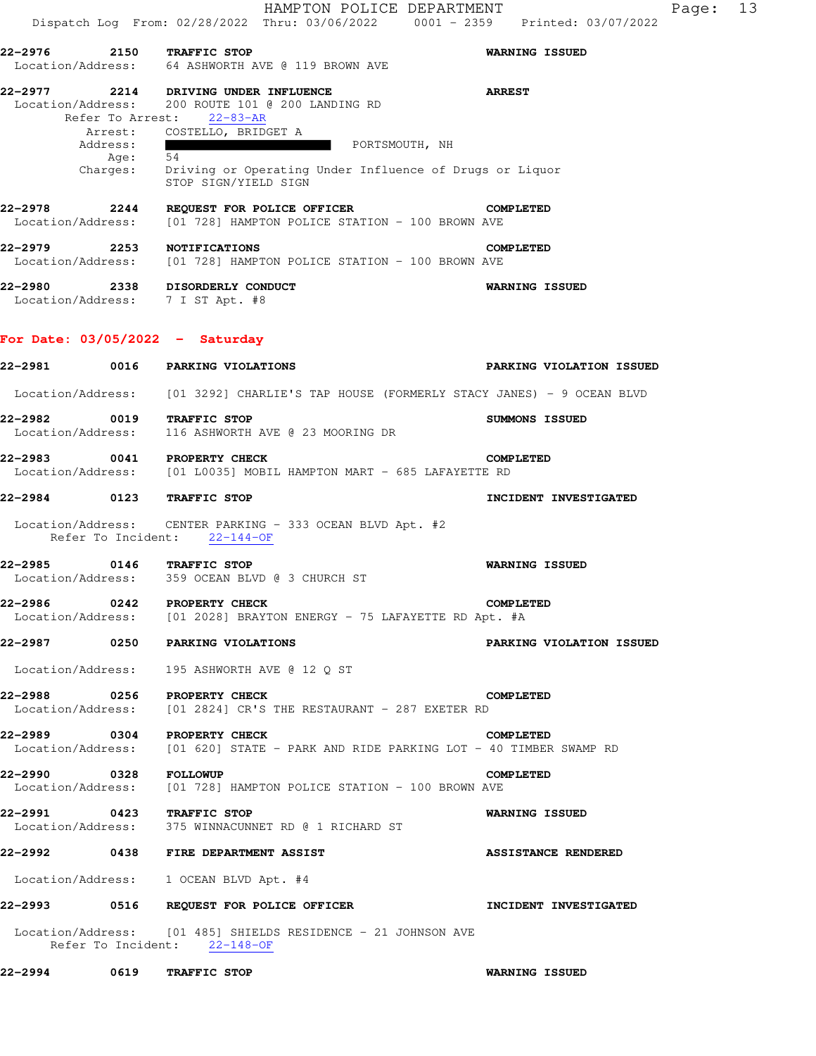22-2976 2150 **TRAFFIC STOP** **WARNING ISSUED**
Location/Address: 64 ASHWORTH AVE @ 119 BROWN AVE

22-2977 2214 **DRIVING UNDER INFLUENCE** **ARREST**
Location/Address: 200 ROUTE 101 @ 200 LANDING RD
Refer To Arrest: 22-83-AR
Arrest: COSTELLO, BRIDGET A
Address: ██████████ PORTSMOUTH, NH
Age: 54
Charges: Driving or Operating Under Influence of Drugs or Liquor
STOP SIGN/YIELD SIGN

22-2978 2244 **REQUEST FOR POLICE OFFICER** **COMPLETED**
Location/Address: [01 728] HAMPTON POLICE STATION - 100 BROWN AVE

22-2979 2253 **NOTIFICATIONS** **COMPLETED**
Location/Address: [01 728] HAMPTON POLICE STATION - 100 BROWN AVE

22-2980 2338 **DISORDERLY CONDUCT** **WARNING ISSUED**
Location/Address: 7 I ST Apt. #8

## For Date: 03/05/2022 - Saturday

22-2981 0016 **PARKING VIOLATIONS** **PARKING VIOLATION ISSUED**
Location/Address: [01 3292] CHARLIE'S TAP HOUSE (FORMERLY STACY JANES) - 9 OCEAN BLVD

22-2982 0019 **TRAFFIC STOP** **SUMMONS ISSUED**
Location/Address: 116 ASHWORTH AVE @ 23 MOORING DR

22-2983 0041 **PROPERTY CHECK** **COMPLETED**
Location/Address: [01 L0035] MOBIL HAMPTON MART - 685 LAFAYETTE RD

22-2984 0123 **TRAFFIC STOP** **INCIDENT INVESTIGATED**
Location/Address: CENTER PARKING - 333 OCEAN BLVD Apt. #2
Refer To Incident: 22-144-OF

22-2985 0146 **TRAFFIC STOP** **WARNING ISSUED**
Location/Address: 359 OCEAN BLVD @ 3 CHURCH ST

22-2986 0242 **PROPERTY CHECK** **COMPLETED**
Location/Address: [01 2028] BRAYTON ENERGY - 75 LAFAYETTE RD Apt. #A

22-2987 0250 **PARKING VIOLATIONS** **PARKING VIOLATION ISSUED**
Location/Address: 195 ASHWORTH AVE @ 12 Q ST

22-2988 0256 **PROPERTY CHECK** **COMPLETED**
Location/Address: [01 2824] CR'S THE RESTAURANT - 287 EXETER RD

22-2989 0304 **PROPERTY CHECK** **COMPLETED**
Location/Address: [01 620] STATE - PARK AND RIDE PARKING LOT - 40 TIMBER SWAMP RD

22-2990 0328 **FOLLOWUP** **COMPLETED**
Location/Address: [01 728] HAMPTON POLICE STATION - 100 BROWN AVE

22-2991 0423 **TRAFFIC STOP** **WARNING ISSUED**
Location/Address: 375 WINNACUNNET RD @ 1 RICHARD ST

22-2992 0438 **FIRE DEPARTMENT ASSIST** **ASSISTANCE RENDERED**
Location/Address: 1 OCEAN BLVD Apt. #4

22-2993 0516 **REQUEST FOR POLICE OFFICER** **INCIDENT INVESTIGATED**
Location/Address: [01 485] SHIELDS RESIDENCE - 21 JOHNSON AVE
Refer To Incident: 22-148-OF

22-2994 0619 **TRAFFIC STOP** **WARNING ISSUED**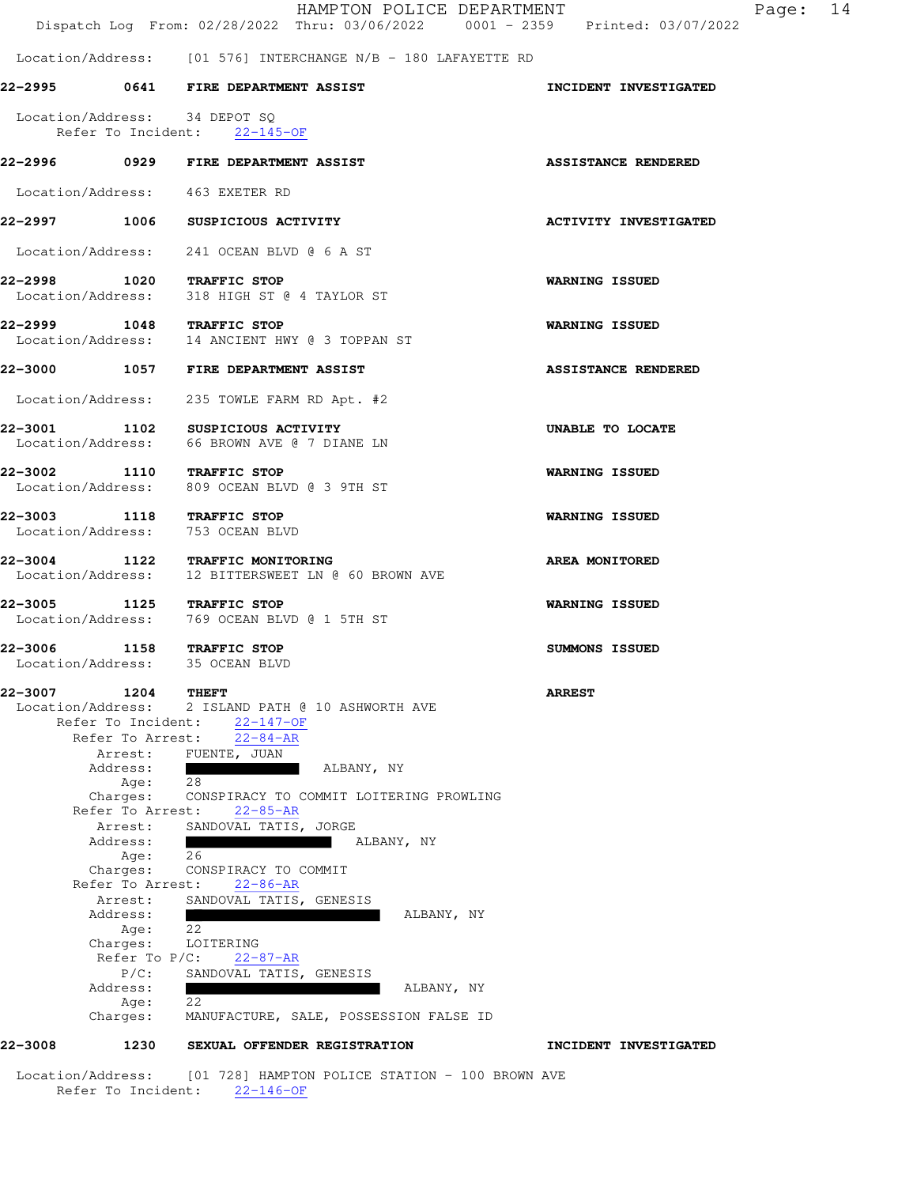Location/Address: [01 576] INTERCHANGE N/B - 180 LAFAYETTE RD

**22-2995 0641 FIRE DEPARTMENT ASSIST — INCIDENT INVESTIGATED**

Location/Address: 34 DEPOT SQ
Refer To Incident: 22-145-OF

**22-2996 0929 FIRE DEPARTMENT ASSIST — ASSISTANCE RENDERED**

Location/Address: 463 EXETER RD

**22-2997 1006 SUSPICIOUS ACTIVITY — ACTIVITY INVESTIGATED**

Location/Address: 241 OCEAN BLVD @ 6 A ST

**22-2998 1020 TRAFFIC STOP — WARNING ISSUED**
Location/Address: 318 HIGH ST @ 4 TAYLOR ST

**22-2999 1048 TRAFFIC STOP — WARNING ISSUED**
Location/Address: 14 ANCIENT HWY @ 3 TOPPAN ST

**22-3000 1057 FIRE DEPARTMENT ASSIST — ASSISTANCE RENDERED**

Location/Address: 235 TOWLE FARM RD Apt. #2

**22-3001 1102 SUSPICIOUS ACTIVITY — UNABLE TO LOCATE**
Location/Address: 66 BROWN AVE @ 7 DIANE LN

**22-3002 1110 TRAFFIC STOP — WARNING ISSUED**
Location/Address: 809 OCEAN BLVD @ 3 9TH ST

**22-3003 1118 TRAFFIC STOP — WARNING ISSUED**
Location/Address: 753 OCEAN BLVD

**22-3004 1122 TRAFFIC MONITORING — AREA MONITORED**
Location/Address: 12 BITTERSWEET LN @ 60 BROWN AVE

**22-3005 1125 TRAFFIC STOP — WARNING ISSUED**
Location/Address: 769 OCEAN BLVD @ 1 5TH ST

**22-3006 1158 TRAFFIC STOP — SUMMONS ISSUED**
Location/Address: 35 OCEAN BLVD

**22-3007 1204 THEFT — ARREST**
Location/Address: 2 ISLAND PATH @ 10 ASHWORTH AVE
Refer To Incident: 22-147-OF
Refer To Arrest: 22-84-AR
Arrest: FUENTE, JUAN
Address: [REDACTED] ALBANY, NY
Age: 28
Charges: CONSPIRACY TO COMMIT LOITERING PROWLING
Refer To Arrest: 22-85-AR
Arrest: SANDOVAL TATIS, JORGE
Address: [REDACTED] ALBANY, NY
Age: 26
Charges: CONSPIRACY TO COMMIT
Refer To Arrest: 22-86-AR
Arrest: SANDOVAL TATIS, GENESIS
Address: [REDACTED] ALBANY, NY
Age: 22
Charges: LOITERING
Refer To P/C: 22-87-AR
P/C: SANDOVAL TATIS, GENESIS
Address: [REDACTED] ALBANY, NY
Age: 22
Charges: MANUFACTURE, SALE, POSSESSION FALSE ID

**22-3008 1230 SEXUAL OFFENDER REGISTRATION — INCIDENT INVESTIGATED**

Location/Address: [01 728] HAMPTON POLICE STATION - 100 BROWN AVE
Refer To Incident: 22-146-OF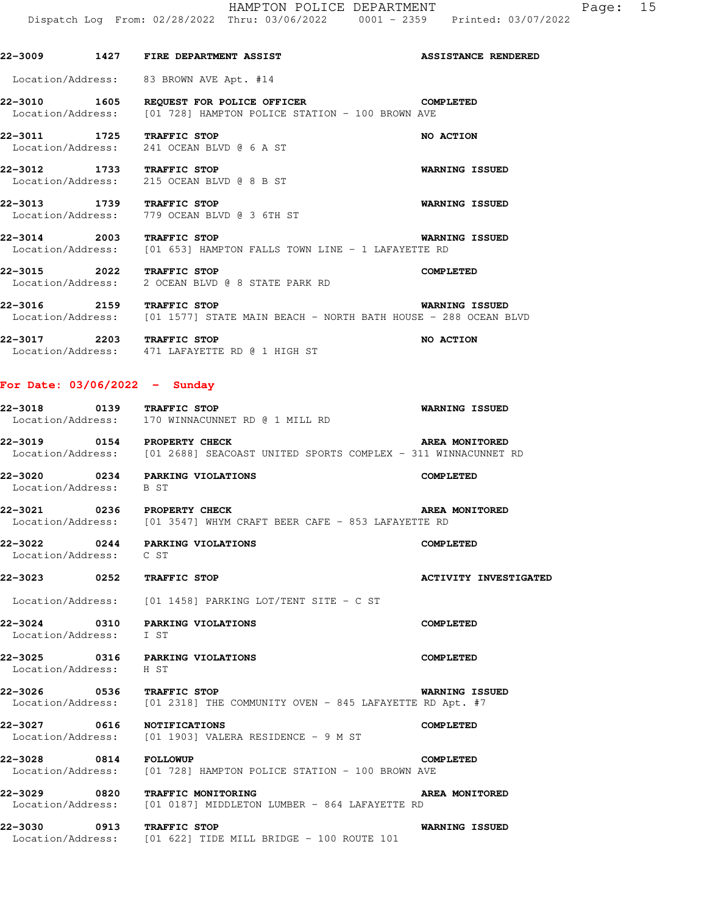**22-3009 1427 FIRE DEPARTMENT ASSIST** **ASSISTANCE RENDERED**
Location/Address: 83 BROWN AVE Apt. #14

**22-3010 1605 REQUEST FOR POLICE OFFICER** **COMPLETED**
Location/Address: [01 728] HAMPTON POLICE STATION - 100 BROWN AVE

**22-3011 1725 TRAFFIC STOP** **NO ACTION**
Location/Address: 241 OCEAN BLVD @ 6 A ST

**22-3012 1733 TRAFFIC STOP** **WARNING ISSUED**
Location/Address: 215 OCEAN BLVD @ 8 B ST

**22-3013 1739 TRAFFIC STOP** **WARNING ISSUED**
Location/Address: 779 OCEAN BLVD @ 3 6TH ST

**22-3014 2003 TRAFFIC STOP** **WARNING ISSUED**
Location/Address: [01 653] HAMPTON FALLS TOWN LINE - 1 LAFAYETTE RD

**22-3015 2022 TRAFFIC STOP** **COMPLETED**
Location/Address: 2 OCEAN BLVD @ 8 STATE PARK RD

**22-3016 2159 TRAFFIC STOP** **WARNING ISSUED**
Location/Address: [01 1577] STATE MAIN BEACH - NORTH BATH HOUSE - 288 OCEAN BLVD

**22-3017 2203 TRAFFIC STOP** **NO ACTION**
Location/Address: 471 LAFAYETTE RD @ 1 HIGH ST

## For Date: 03/06/2022 - Sunday

**22-3018 0139 TRAFFIC STOP** **WARNING ISSUED**
Location/Address: 170 WINNACUNNET RD @ 1 MILL RD

**22-3019 0154 PROPERTY CHECK** **AREA MONITORED**
Location/Address: [01 2688] SEACOAST UNITED SPORTS COMPLEX - 311 WINNACUNNET RD

**22-3020 0234 PARKING VIOLATIONS** **COMPLETED**
Location/Address: B ST

**22-3021 0236 PROPERTY CHECK** **AREA MONITORED**
Location/Address: [01 3547] WHYM CRAFT BEER CAFE - 853 LAFAYETTE RD

**22-3022 0244 PARKING VIOLATIONS** **COMPLETED**
Location/Address: C ST

**22-3023 0252 TRAFFIC STOP** **ACTIVITY INVESTIGATED**
Location/Address: [01 1458] PARKING LOT/TENT SITE - C ST

**22-3024 0310 PARKING VIOLATIONS** **COMPLETED**
Location/Address: I ST

**22-3025 0316 PARKING VIOLATIONS** **COMPLETED**
Location/Address: H ST

**22-3026 0536 TRAFFIC STOP** **WARNING ISSUED**
Location/Address: [01 2318] THE COMMUNITY OVEN - 845 LAFAYETTE RD Apt. #7

**22-3027 0616 NOTIFICATIONS** **COMPLETED**
Location/Address: [01 1903] VALERA RESIDENCE - 9 M ST

**22-3028 0814 FOLLOWUP** **COMPLETED**
Location/Address: [01 728] HAMPTON POLICE STATION - 100 BROWN AVE

**22-3029 0820 TRAFFIC MONITORING** **AREA MONITORED**
Location/Address: [01 0187] MIDDLETON LUMBER - 864 LAFAYETTE RD

**22-3030 0913 TRAFFIC STOP** **WARNING ISSUED**
Location/Address: [01 622] TIDE MILL BRIDGE - 100 ROUTE 101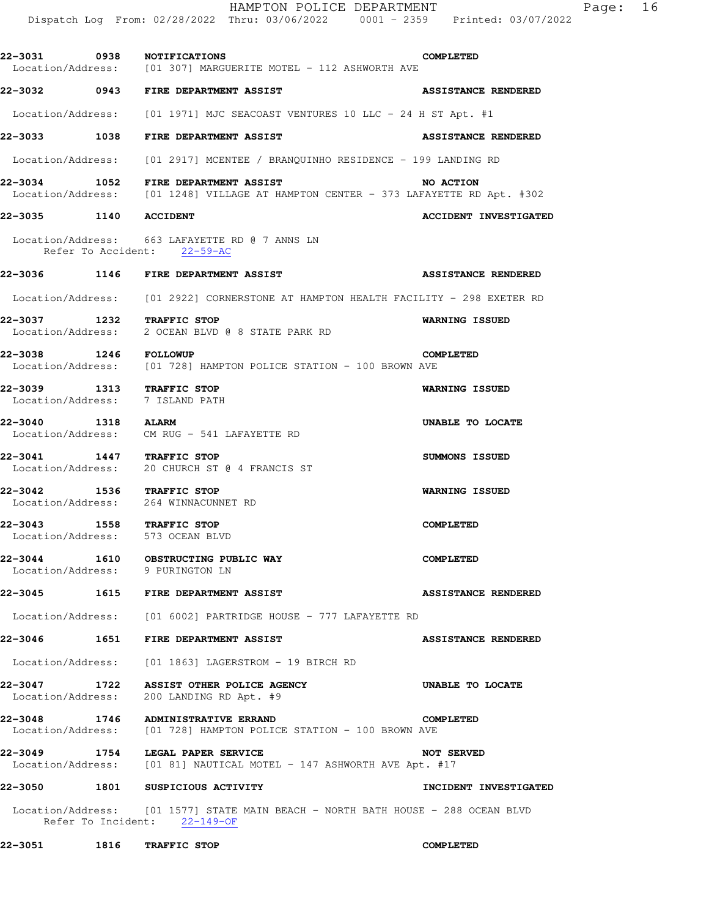**22-3031 0938 NOTIFICATIONS** **COMPLETED**
Location/Address: [01 307] MARGUERITE MOTEL - 112 ASHWORTH AVE

**22-3032 0943 FIRE DEPARTMENT ASSIST** **ASSISTANCE RENDERED**
Location/Address: [01 1971] MJC SEACOAST VENTURES 10 LLC - 24 H ST Apt. #1

**22-3033 1038 FIRE DEPARTMENT ASSIST** **ASSISTANCE RENDERED**
Location/Address: [01 2917] MCENTEE / BRANQUINHO RESIDENCE - 199 LANDING RD

**22-3034 1052 FIRE DEPARTMENT ASSIST** **NO ACTION**
Location/Address: [01 1248] VILLAGE AT HAMPTON CENTER - 373 LAFAYETTE RD Apt. #302

**22-3035 1140 ACCIDENT** **ACCIDENT INVESTIGATED**
Location/Address: 663 LAFAYETTE RD @ 7 ANNS LN
Refer To Accident: 22-59-AC

**22-3036 1146 FIRE DEPARTMENT ASSIST** **ASSISTANCE RENDERED**
Location/Address: [01 2922] CORNERSTONE AT HAMPTON HEALTH FACILITY - 298 EXETER RD

**22-3037 1232 TRAFFIC STOP** **WARNING ISSUED**
Location/Address: 2 OCEAN BLVD @ 8 STATE PARK RD

**22-3038 1246 FOLLOWUP** **COMPLETED**
Location/Address: [01 728] HAMPTON POLICE STATION - 100 BROWN AVE

**22-3039 1313 TRAFFIC STOP** **WARNING ISSUED**
Location/Address: 7 ISLAND PATH

**22-3040 1318 ALARM** **UNABLE TO LOCATE**
Location/Address: CM RUG - 541 LAFAYETTE RD

**22-3041 1447 TRAFFIC STOP** **SUMMONS ISSUED**
Location/Address: 20 CHURCH ST @ 4 FRANCIS ST

**22-3042 1536 TRAFFIC STOP** **WARNING ISSUED**
Location/Address: 264 WINNACUNNET RD

**22-3043 1558 TRAFFIC STOP** **COMPLETED**
Location/Address: 573 OCEAN BLVD

**22-3044 1610 OBSTRUCTING PUBLIC WAY** **COMPLETED**
Location/Address: 9 PURINGTON LN

**22-3045 1615 FIRE DEPARTMENT ASSIST** **ASSISTANCE RENDERED**
Location/Address: [01 6002] PARTRIDGE HOUSE - 777 LAFAYETTE RD

**22-3046 1651 FIRE DEPARTMENT ASSIST** **ASSISTANCE RENDERED**
Location/Address: [01 1863] LAGERSTROM - 19 BIRCH RD

**22-3047 1722 ASSIST OTHER POLICE AGENCY** **UNABLE TO LOCATE**
Location/Address: 200 LANDING RD Apt. #9

**22-3048 1746 ADMINISTRATIVE ERRAND** **COMPLETED**
Location/Address: [01 728] HAMPTON POLICE STATION - 100 BROWN AVE

**22-3049 1754 LEGAL PAPER SERVICE** **NOT SERVED**
Location/Address: [01 81] NAUTICAL MOTEL - 147 ASHWORTH AVE Apt. #17

**22-3050 1801 SUSPICIOUS ACTIVITY** **INCIDENT INVESTIGATED**
Location/Address: [01 1577] STATE MAIN BEACH - NORTH BATH HOUSE - 288 OCEAN BLVD
Refer To Incident: 22-149-OF

**22-3051 1816 TRAFFIC STOP** **COMPLETED**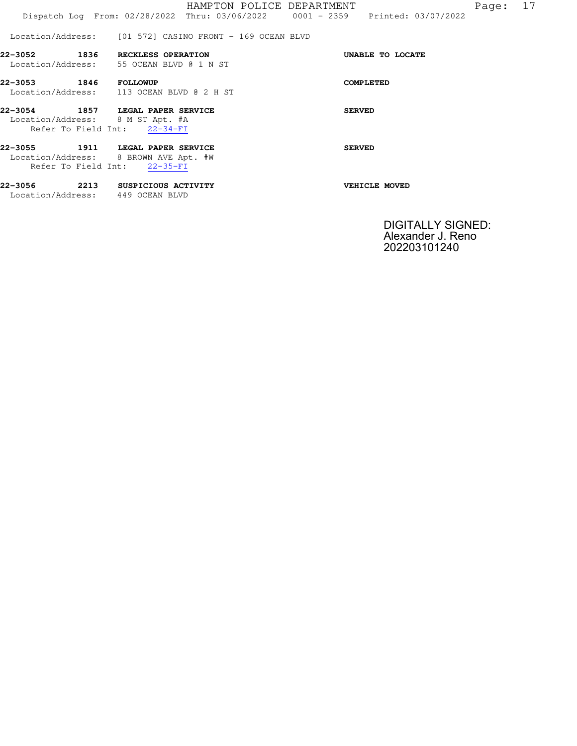Location/Address: [01 572] CASINO FRONT - 169 OCEAN BLVD

**22-3052 1836 RECKLESS OPERATION** **UNABLE TO LOCATE**
Location/Address: 55 OCEAN BLVD @ 1 N ST

**22-3053 1846 FOLLOWUP** **COMPLETED**
Location/Address: 113 OCEAN BLVD @ 2 H ST

**22-3054 1857 LEGAL PAPER SERVICE** **SERVED**
Location/Address: 8 M ST Apt. #A
Refer To Field Int: 22-34-FI

**22-3055 1911 LEGAL PAPER SERVICE** **SERVED**
Location/Address: 8 BROWN AVE Apt. #W
Refer To Field Int: 22-35-FI

**22-3056 2213 SUSPICIOUS ACTIVITY** **VEHICLE MOVED**
Location/Address: 449 OCEAN BLVD

DIGITALLY SIGNED:
Alexander J. Reno
202203101240